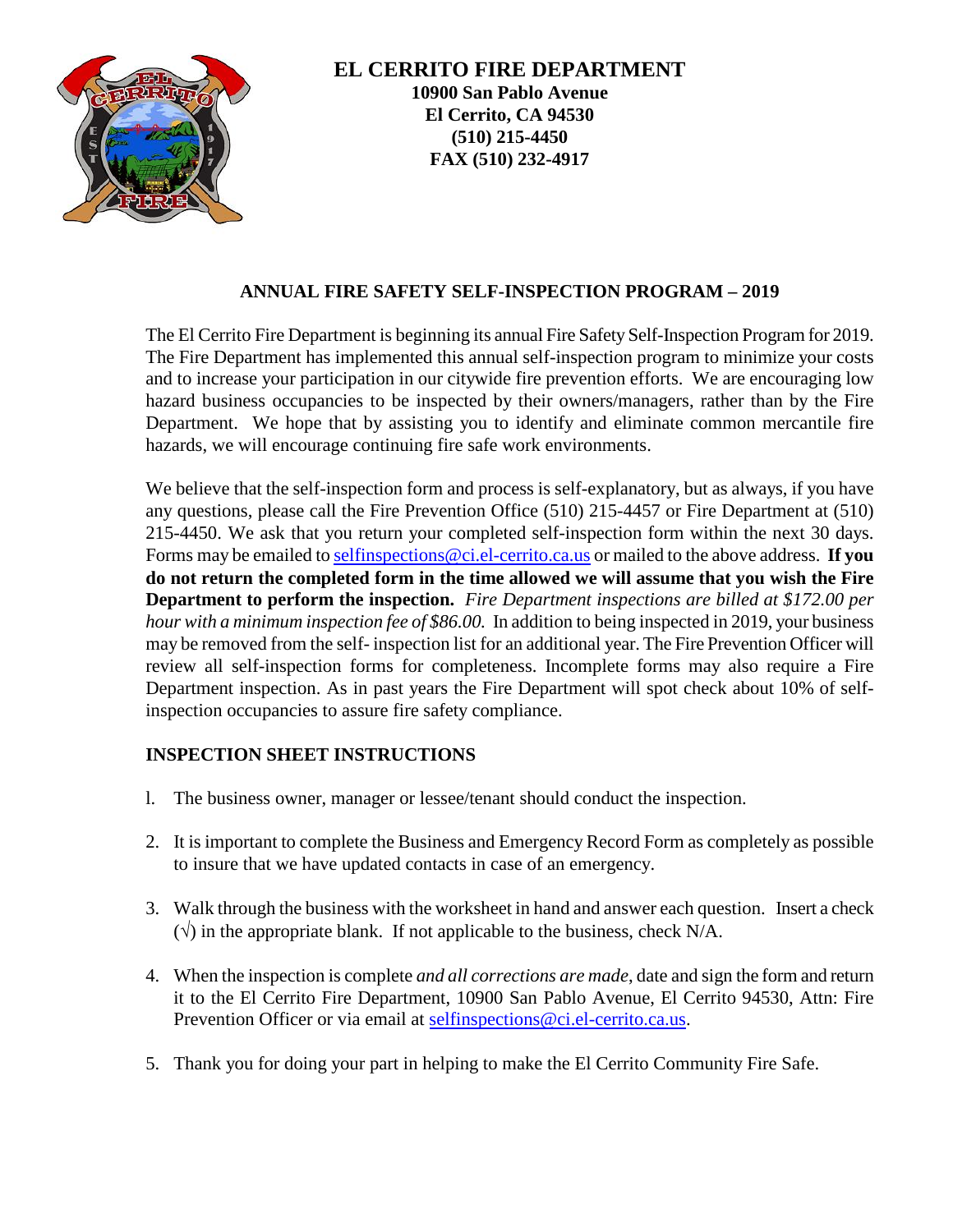# EL CERRITO FIRE DEPARTMENT

**10900 San Pablo Avenue**
**El Cerrito, CA 94530**
**(510) 215-4450**
**FAX (510) 232-4917**

## ANNUAL FIRE SAFETY SELF-INSPECTION PROGRAM – 2019

The El Cerrito Fire Department is beginning its annual Fire Safety Self-Inspection Program for 2019. The Fire Department has implemented this annual self-inspection program to minimize your costs and to increase your participation in our citywide fire prevention efforts. We are encouraging low hazard business occupancies to be inspected by their owners/managers, rather than by the Fire Department. We hope that by assisting you to identify and eliminate common mercantile fire hazards, we will encourage continuing fire safe work environments.

We believe that the self-inspection form and process is self-explanatory, but as always, if you have any questions, please call the Fire Prevention Office (510) 215-4457 or Fire Department at (510) 215-4450. We ask that you return your completed self-inspection form within the next 30 days. Forms may be emailed to selfinspections@ci.el-cerrito.ca.us or mailed to the above address. **If you do not return the completed form in the time allowed we will assume that you wish the Fire Department to perform the inspection.** *Fire Department inspections are billed at $172.00 per hour with a minimum inspection fee of $86.00.* In addition to being inspected in 2019, your business may be removed from the self- inspection list for an additional year. The Fire Prevention Officer will review all self-inspection forms for completeness. Incomplete forms may also require a Fire Department inspection. As in past years the Fire Department will spot check about 10% of self-inspection occupancies to assure fire safety compliance.

### INSPECTION SHEET INSTRUCTIONS

1. The business owner, manager or lessee/tenant should conduct the inspection.
2. It is important to complete the Business and Emergency Record Form as completely as possible to insure that we have updated contacts in case of an emergency.
3. Walk through the business with the worksheet in hand and answer each question. Insert a check (√) in the appropriate blank. If not applicable to the business, check N/A.
4. When the inspection is complete *and all corrections are made*, date and sign the form and return it to the El Cerrito Fire Department, 10900 San Pablo Avenue, El Cerrito 94530, Attn: Fire Prevention Officer or via email at selfinspections@ci.el-cerrito.ca.us.
5. Thank you for doing your part in helping to make the El Cerrito Community Fire Safe.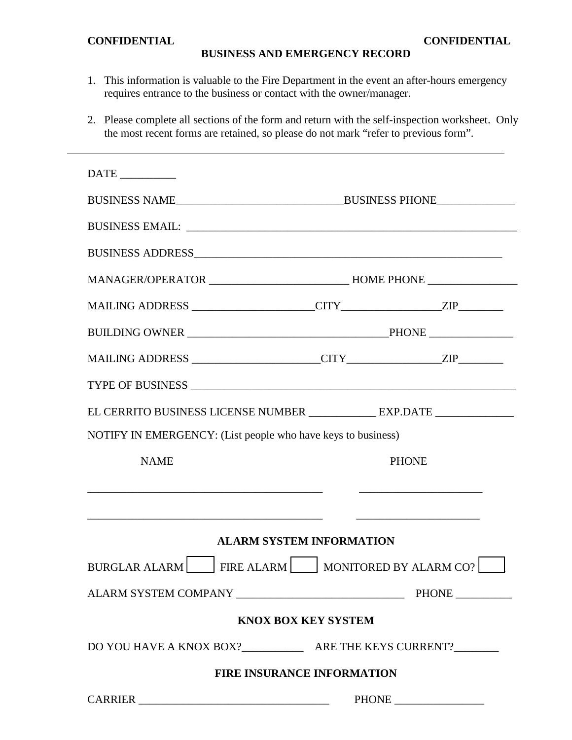**CONFIDENTIAL** **CONFIDENTIAL**

## BUSINESS AND EMERGENCY RECORD

1. This information is valuable to the Fire Department in the event an after-hours emergency requires entrance to the business or contact with the owner/manager.

2. Please complete all sections of the form and return with the self-inspection worksheet. Only the most recent forms are retained, so please do not mark "refer to previous form".

---

DATE __________

BUSINESS NAME______________________________BUSINESS PHONE______________

BUSINESS EMAIL: ____________________________________________________________

BUSINESS ADDRESS________________________________________________________

MANAGER/OPERATOR ________________________ HOME PHONE ________________

MAILING ADDRESS _____________________CITY_________________ZIP________

BUILDING OWNER ___________________________________PHONE _______________

MAILING ADDRESS ______________________CITY________________ZIP________

TYPE OF BUSINESS __________________________________________________________

EL CERRITO BUSINESS LICENSE NUMBER ____________ EXP.DATE ______________

NOTIFY IN EMERGENCY: (List people who have keys to business)

| NAME | PHONE |
|---|---|
| ________________________________________ | _____________________ |
| ________________________________________ | _____________________ |

### ALARM SYSTEM INFORMATION

BURGLAR ALARM ☐ FIRE ALARM ☐ MONITORED BY ALARM CO? ☐

ALARM SYSTEM COMPANY ______________________________ PHONE __________

### KNOX BOX KEY SYSTEM

DO YOU HAVE A KNOX BOX?___________ ARE THE KEYS CURRENT?________

### FIRE INSURANCE INFORMATION

CARRIER __________________________________ PHONE ________________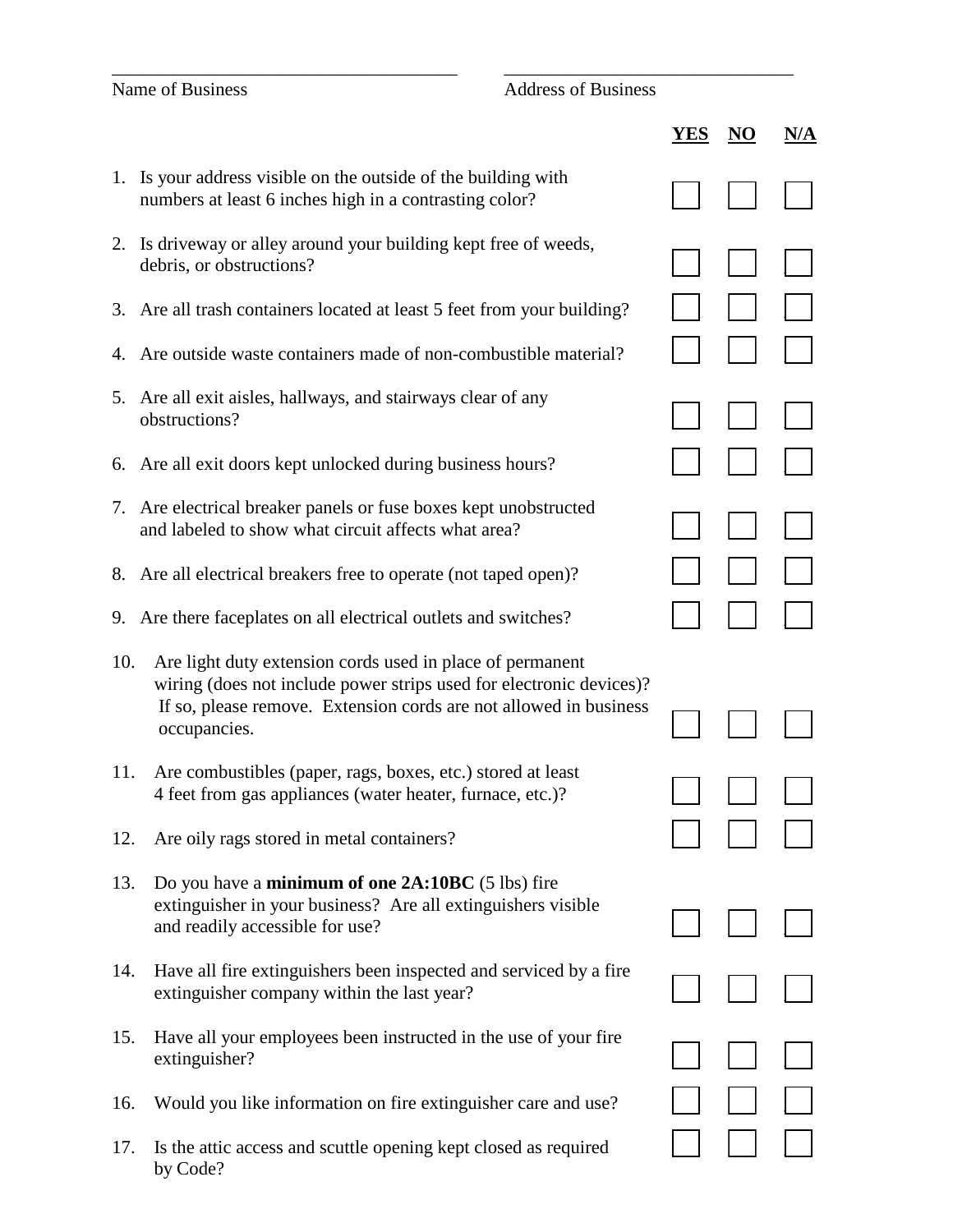\_\_\_\_\_\_\_\_\_\_\_\_\_\_\_\_\_\_\_\_\_\_\_\_\_\_\_\_\_\_\_\_\_\_\_\_\_\_ Name of Business

\_\_\_\_\_\_\_\_\_\_\_\_\_\_\_\_\_\_\_\_\_\_\_\_\_\_\_\_\_\_\_\_\_ Address of Business

| | | YES | NO | N/A |
|---|---|---|---|---|
| 1. | Is your address visible on the outside of the building with numbers at least 6 inches high in a contrasting color? | ☐ | ☐ | ☐ |
| 2. | Is driveway or alley around your building kept free of weeds, debris, or obstructions? | ☐ | ☐ | ☐ |
| 3. | Are all trash containers located at least 5 feet from your building? | ☐ | ☐ | ☐ |
| 4. | Are outside waste containers made of non-combustible material? | ☐ | ☐ | ☐ |
| 5. | Are all exit aisles, hallways, and stairways clear of any obstructions? | ☐ | ☐ | ☐ |
| 6. | Are all exit doors kept unlocked during business hours? | ☐ | ☐ | ☐ |
| 7. | Are electrical breaker panels or fuse boxes kept unobstructed and labeled to show what circuit affects what area? | ☐ | ☐ | ☐ |
| 8. | Are all electrical breakers free to operate (not taped open)? | ☐ | ☐ | ☐ |
| 9. | Are there faceplates on all electrical outlets and switches? | ☐ | ☐ | ☐ |
| 10. | Are light duty extension cords used in place of permanent wiring (does not include power strips used for electronic devices)? If so, please remove. Extension cords are not allowed in business occupancies. | ☐ | ☐ | ☐ |
| 11. | Are combustibles (paper, rags, boxes, etc.) stored at least 4 feet from gas appliances (water heater, furnace, etc.)? | ☐ | ☐ | ☐ |
| 12. | Are oily rags stored in metal containers? | ☐ | ☐ | ☐ |
| 13. | Do you have a **minimum of one 2A:10BC** (5 lbs) fire extinguisher in your business? Are all extinguishers visible and readily accessible for use? | ☐ | ☐ | ☐ |
| 14. | Have all fire extinguishers been inspected and serviced by a fire extinguisher company within the last year? | ☐ | ☐ | ☐ |
| 15. | Have all your employees been instructed in the use of your fire extinguisher? | ☐ | ☐ | ☐ |
| 16. | Would you like information on fire extinguisher care and use? | ☐ | ☐ | ☐ |
| 17. | Is the attic access and scuttle opening kept closed as required by Code? | ☐ | ☐ | ☐ |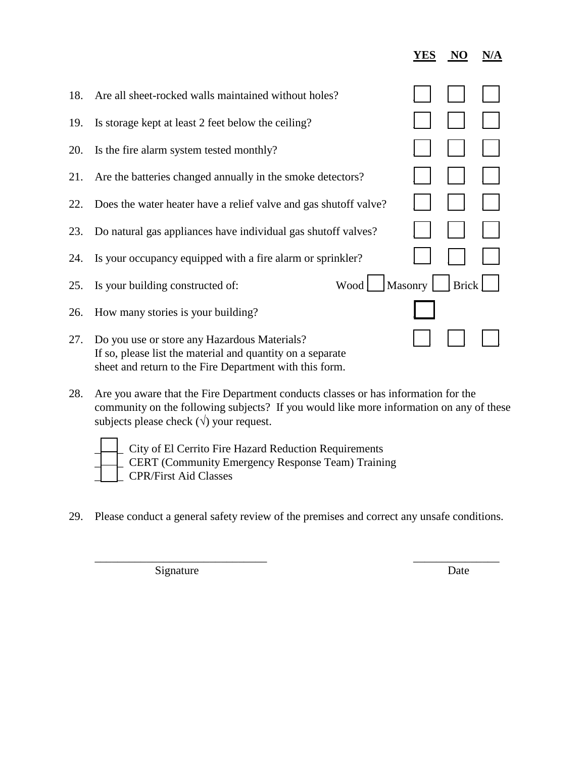| | | YES | NO | N/A |
|---|---|---|---|---|
| 18. | Are all sheet-rocked walls maintained without holes? | ☐ | ☐ | ☐ |
| 19. | Is storage kept at least 2 feet below the ceiling? | ☐ | ☐ | ☐ |
| 20. | Is the fire alarm system tested monthly? | ☐ | ☐ | ☐ |
| 21. | Are the batteries changed annually in the smoke detectors? | ☐ | ☐ | ☐ |
| 22. | Does the water heater have a relief valve and gas shutoff valve? | ☐ | ☐ | ☐ |
| 23. | Do natural gas appliances have individual gas shutoff valves? | ☐ | ☐ | ☐ |
| 24. | Is your occupancy equipped with a fire alarm or sprinkler? | ☐ | ☐ | ☐ |

25. Is your building constructed of: Wood ☐ Masonry ☐ Brick ☐

26. How many stories is your building? ☐

| | | YES | NO | N/A |
|---|---|---|---|---|
| 27. | Do you use or store any Hazardous Materials? If so, please list the material and quantity on a separate sheet and return to the Fire Department with this form. | ☐ | ☐ | ☐ |

28. Are you aware that the Fire Department conducts classes or has information for the community on the following subjects? If you would like more information on any of these subjects please check (√) your request.

- ☐ City of El Cerrito Fire Hazard Reduction Requirements
- ☐ CERT (Community Emergency Response Team) Training
- ☐ CPR/First Aid Classes

29. Please conduct a general safety review of the premises and correct any unsafe conditions.

______________________________ Signature

_______________ Date